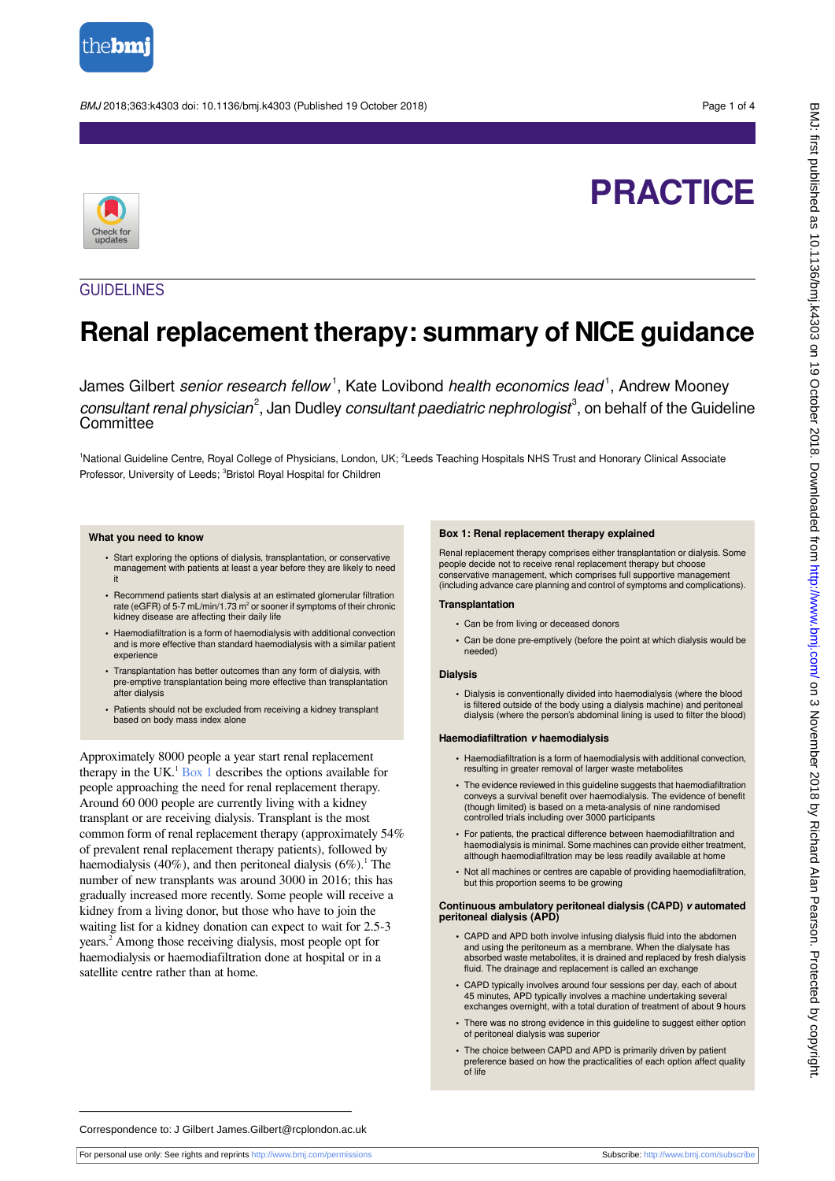# PRACTICE

## GUIDELINES

# Renal replacement therapy: summary of NICE guidance

James Gilbert *senior research fellow*[1], Kate Lovibond *health economics lead*[1], Andrew Mooney *consultant renal physician*[2], Jan Dudley *consultant paediatric nephrologist*[3], on behalf of the Guideline Committee

[1]National Guideline Centre, Royal College of Physicians, London, UK; [2]Leeds Teaching Hospitals NHS Trust and Honorary Clinical Associate Professor, University of Leeds; [3]Bristol Royal Hospital for Children

### What you need to know

- Start exploring the options of dialysis, transplantation, or conservative management with patients at least a year before they are likely to need it
- Recommend patients start dialysis at an estimated glomerular filtration rate (eGFR) of 5-7 mL/min/1.73 m$^2$ or sooner if symptoms of their chronic kidney disease are affecting their daily life
- Haemodiafiltration is a form of haemodialysis with additional convection and is more effective than standard haemodialysis with a similar patient experience
- Transplantation has better outcomes than any form of dialysis, with pre-emptive transplantation being more effective than transplantation after dialysis
- Patients should not be excluded from receiving a kidney transplant based on body mass index alone

Approximately 8000 people a year start renal replacement therapy in the UK.[1] Box 1 describes the options available for people approaching the need for renal replacement therapy. Around 60 000 people are currently living with a kidney transplant or are receiving dialysis. Transplant is the most common form of renal replacement therapy (approximately 54% of prevalent renal replacement therapy patients), followed by haemodialysis (40%), and then peritoneal dialysis (6%).[1] The number of new transplants was around 3000 in 2016; this has gradually increased more recently. Some people will receive a kidney from a living donor, but those who have to join the waiting list for a kidney donation can expect to wait for 2.5-3 years.[2] Among those receiving dialysis, most people opt for haemodialysis or haemodiafiltration done at hospital or in a satellite centre rather than at home.

### Box 1: Renal replacement therapy explained

Renal replacement therapy comprises either transplantation or dialysis. Some people decide not to receive renal replacement therapy but choose conservative management, which comprises full supportive management (including advance care planning and control of symptoms and complications).

#### Transplantation

- Can be from living or deceased donors
- Can be done pre-emptively (before the point at which dialysis would be needed)

#### Dialysis

- Dialysis is conventionally divided into haemodialysis (where the blood is filtered outside of the body using a dialysis machine) and peritoneal dialysis (where the person's abdominal lining is used to filter the blood)

#### Haemodiafiltration *v* haemodialysis

- Haemodiafiltration is a form of haemodialysis with additional convection, resulting in greater removal of larger waste metabolites
- The evidence reviewed in this guideline suggests that haemodiafiltration conveys a survival benefit over haemodialysis. The evidence of benefit (though limited) is based on a meta-analysis of nine randomised controlled trials including over 3000 participants
- For patients, the practical difference between haemodiafiltration and haemodialysis is minimal. Some machines can provide either treatment, although haemodiafiltration may be less readily available at home
- Not all machines or centres are capable of providing haemodiafiltration, but this proportion seems to be growing

#### Continuous ambulatory peritoneal dialysis (CAPD) *v* automated peritoneal dialysis (APD)

- CAPD and APD both involve infusing dialysis fluid into the abdomen and using the peritoneum as a membrane. When the dialysate has absorbed waste metabolites, it is drained and replaced by fresh dialysis fluid. The drainage and replacement is called an exchange
- CAPD typically involves around four sessions per day, each of about 45 minutes, APD typically involves a machine undertaking several exchanges overnight, with a total duration of treatment of about 9 hours
- There was no strong evidence in this guideline to suggest either option of peritoneal dialysis was superior
- The choice between CAPD and APD is primarily driven by patient preference based on how the practicalities of each option affect quality of life

Correspondence to: J Gilbert James.Gilbert@rcplondon.ac.uk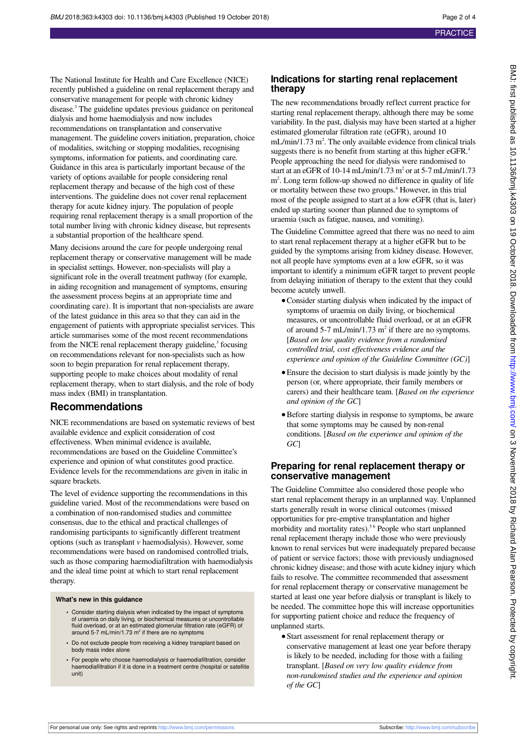The National Institute for Health and Care Excellence (NICE) recently published a guideline on renal replacement therapy and conservative management for people with chronic kidney disease.[3] The guideline updates previous guidance on peritoneal dialysis and home haemodialysis and now includes recommendations on transplantation and conservative management. The guideline covers initiation, preparation, choice of modalities, switching or stopping modalities, recognising symptoms, information for patients, and coordinating care. Guidance in this area is particularly important because of the variety of options available for people considering renal replacement therapy and because of the high cost of these interventions. The guideline does not cover renal replacement therapy for acute kidney injury. The population of people requiring renal replacement therapy is a small proportion of the total number living with chronic kidney disease, but represents a substantial proportion of the healthcare spend.

Many decisions around the care for people undergoing renal replacement therapy or conservative management will be made in specialist settings. However, non-specialists will play a significant role in the overall treatment pathway (for example, in aiding recognition and management of symptoms, ensuring the assessment process begins at an appropriate time and coordinating care). It is important that non-specialists are aware of the latest guidance in this area so that they can aid in the engagement of patients with appropriate specialist services. This article summarises some of the most recent recommendations from the NICE renal replacement therapy guideline,[3] focusing on recommendations relevant for non-specialists such as how soon to begin preparation for renal replacement therapy, supporting people to make choices about modality of renal replacement therapy, when to start dialysis, and the role of body mass index (BMI) in transplantation.

## Recommendations

NICE recommendations are based on systematic reviews of best available evidence and explicit consideration of cost effectiveness. When minimal evidence is available, recommendations are based on the Guideline Committee's experience and opinion of what constitutes good practice. Evidence levels for the recommendations are given in italic in square brackets.

The level of evidence supporting the recommendations in this guideline varied. Most of the recommendations were based on a combination of non-randomised studies and committee consensus, due to the ethical and practical challenges of randomising participants to significantly different treatment options (such as transplant *v* haemodialysis). However, some recommendations were based on randomised controlled trials, such as those comparing haemodiafiltration with haemodialysis and the ideal time point at which to start renal replacement therapy.

**What's new in this guidance**

- Consider starting dialysis when indicated by the impact of symptoms of uraemia on daily living, or biochemical measures or uncontrollable fluid overload, or at an estimated glomerular filtration rate (eGFR) of around 5-7 mL/min/1.73 $m^2$ if there are no symptoms
- Do not exclude people from receiving a kidney transplant based on body mass index alone
- For people who choose haemodialysis or haemodiafiltration, consider haemodiafiltration if it is done in a treatment centre (hospital or satellite unit)

## Indications for starting renal replacement therapy

The new recommendations broadly reflect current practice for starting renal replacement therapy, although there may be some variability. In the past, dialysis may have been started at a higher estimated glomerular filtration rate (eGFR), around 10 mL/min/1.73 $m^2$. The only available evidence from clinical trials suggests there is no benefit from starting at this higher eGFR.[4] People approaching the need for dialysis were randomised to start at an eGFR of 10-14 mL/min/1.73 $m^2$ or at 5-7 mL/min/1.73 $m^2$. Long term follow-up showed no difference in quality of life or mortality between these two groups.[4] However, in this trial most of the people assigned to start at a low eGFR (that is, later) ended up starting sooner than planned due to symptoms of uraemia (such as fatigue, nausea, and vomiting).

The Guideline Committee agreed that there was no need to aim to start renal replacement therapy at a higher eGFR but to be guided by the symptoms arising from kidney disease. However, not all people have symptoms even at a low eGFR, so it was important to identify a minimum eGFR target to prevent people from delaying initiation of therapy to the extent that they could become acutely unwell.

- Consider starting dialysis when indicated by the impact of symptoms of uraemia on daily living, or biochemical measures, or uncontrollable fluid overload, or at an eGFR of around 5-7 mL/min/1.73 $m^2$ if there are no symptoms. [*Based on low quality evidence from a randomised controlled trial, cost effectiveness evidence and the experience and opinion of the Guideline Committee (GC)*]
- Ensure the decision to start dialysis is made jointly by the person (or, where appropriate, their family members or carers) and their healthcare team. [*Based on the experience and opinion of the GC*]
- Before starting dialysis in response to symptoms, be aware that some symptoms may be caused by non-renal conditions. [*Based on the experience and opinion of the GC*]

## Preparing for renal replacement therapy or conservative management

The Guideline Committee also considered those people who start renal replacement therapy in an unplanned way. Unplanned starts generally result in worse clinical outcomes (missed opportunities for pre-emptive transplantation and higher morbidity and mortality rates).[5,6] People who start unplanned renal replacement therapy include those who were previously known to renal services but were inadequately prepared because of patient or service factors; those with previously undiagnosed chronic kidney disease; and those with acute kidney injury which fails to resolve. The committee recommended that assessment for renal replacement therapy or conservative management be started at least one year before dialysis or transplant is likely to be needed. The committee hope this will increase opportunities for supporting patient choice and reduce the frequency of unplanned starts.

- Start assessment for renal replacement therapy or conservative management at least one year before therapy is likely to be needed, including for those with a failing transplant. [*Based on very low quality evidence from non-randomised studies and the experience and opinion of the GC*]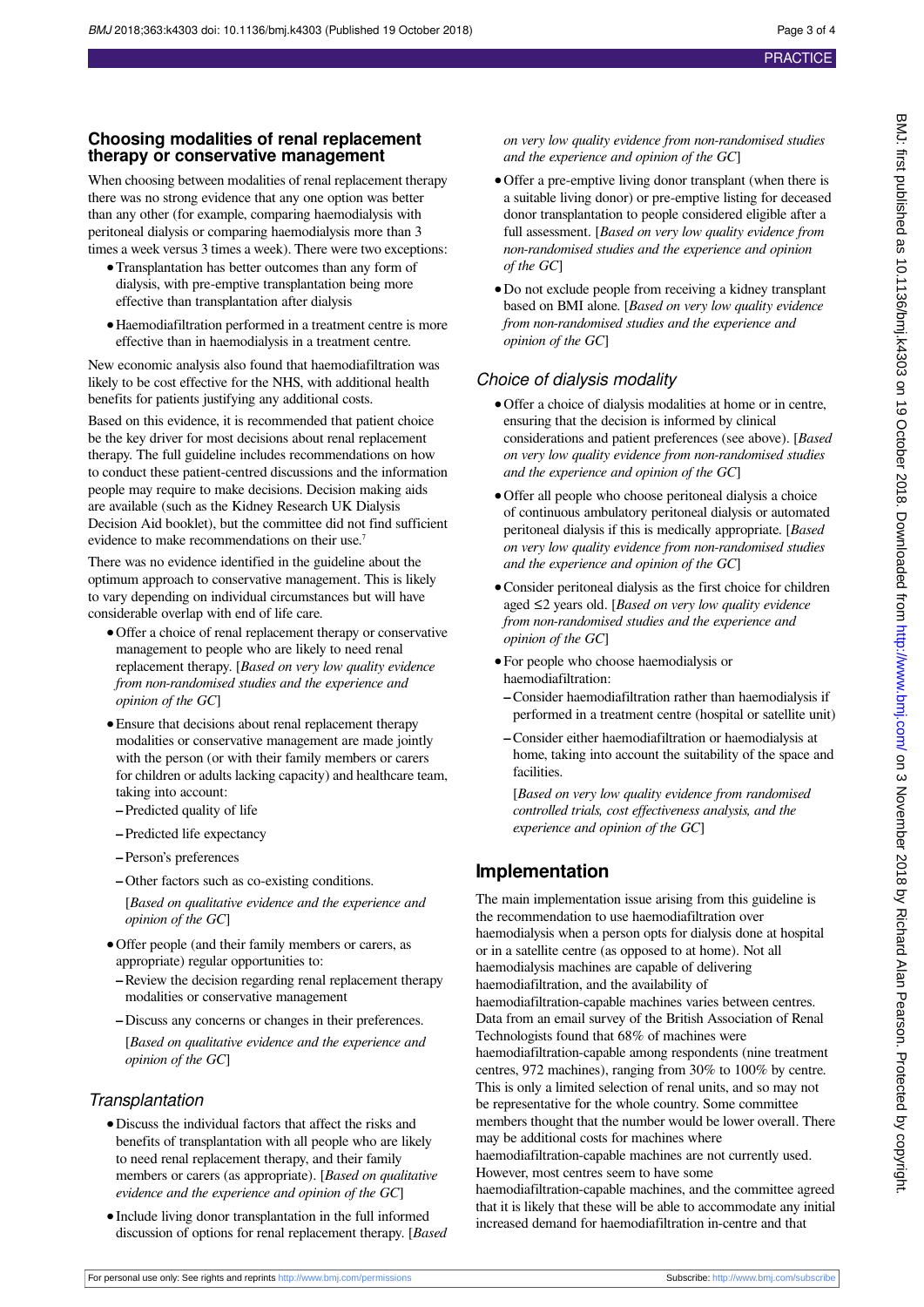## Choosing modalities of renal replacement therapy or conservative management

When choosing between modalities of renal replacement therapy there was no strong evidence that any one option was better than any other (for example, comparing haemodialysis with peritoneal dialysis or comparing haemodialysis more than 3 times a week versus 3 times a week). There were two exceptions:

- Transplantation has better outcomes than any form of dialysis, with pre-emptive transplantation being more effective than transplantation after dialysis
- Haemodiafiltration performed in a treatment centre is more effective than in haemodialysis in a treatment centre.

New economic analysis also found that haemodiafiltration was likely to be cost effective for the NHS, with additional health benefits for patients justifying any additional costs.

Based on this evidence, it is recommended that patient choice be the key driver for most decisions about renal replacement therapy. The full guideline includes recommendations on how to conduct these patient-centred discussions and the information people may require to make decisions. Decision making aids are available (such as the Kidney Research UK Dialysis Decision Aid booklet), but the committee did not find sufficient evidence to make recommendations on their use.[7]

There was no evidence identified in the guideline about the optimum approach to conservative management. This is likely to vary depending on individual circumstances but will have considerable overlap with end of life care.

- Offer a choice of renal replacement therapy or conservative management to people who are likely to need renal replacement therapy. [*Based on very low quality evidence from non-randomised studies and the experience and opinion of the GC*]
- Ensure that decisions about renal replacement therapy modalities or conservative management are made jointly with the person (or with their family members or carers for children or adults lacking capacity) and healthcare team, taking into account:
  - Predicted quality of life
  - Predicted life expectancy
  - Person's preferences
  - Other factors such as co-existing conditions.

  [*Based on qualitative evidence and the experience and opinion of the GC*]
- Offer people (and their family members or carers, as appropriate) regular opportunities to:
  - Review the decision regarding renal replacement therapy modalities or conservative management
  - Discuss any concerns or changes in their preferences.

  [*Based on qualitative evidence and the experience and opinion of the GC*]

### *Transplantation*

- Discuss the individual factors that affect the risks and benefits of transplantation with all people who are likely to need renal replacement therapy, and their family members or carers (as appropriate). [*Based on qualitative evidence and the experience and opinion of the GC*]
- Include living donor transplantation in the full informed discussion of options for renal replacement therapy. [*Based on very low quality evidence from non-randomised studies and the experience and opinion of the GC*]
- Offer a pre-emptive living donor transplant (when there is a suitable living donor) or pre-emptive listing for deceased donor transplantation to people considered eligible after a full assessment. [*Based on very low quality evidence from non-randomised studies and the experience and opinion of the GC*]
- Do not exclude people from receiving a kidney transplant based on BMI alone. [*Based on very low quality evidence from non-randomised studies and the experience and opinion of the GC*]

### *Choice of dialysis modality*

- Offer a choice of dialysis modalities at home or in centre, ensuring that the decision is informed by clinical considerations and patient preferences (see above). [*Based on very low quality evidence from non-randomised studies and the experience and opinion of the GC*]
- Offer all people who choose peritoneal dialysis a choice of continuous ambulatory peritoneal dialysis or automated peritoneal dialysis if this is medically appropriate. [*Based on very low quality evidence from non-randomised studies and the experience and opinion of the GC*]
- Consider peritoneal dialysis as the first choice for children aged ≤2 years old. [*Based on very low quality evidence from non-randomised studies and the experience and opinion of the GC*]
- For people who choose haemodialysis or haemodiafiltration:
  - Consider haemodiafiltration rather than haemodialysis if performed in a treatment centre (hospital or satellite unit)
  - Consider either haemodiafiltration or haemodialysis at home, taking into account the suitability of the space and facilities.

  [*Based on very low quality evidence from randomised controlled trials, cost effectiveness analysis, and the experience and opinion of the GC*]

## Implementation

The main implementation issue arising from this guideline is the recommendation to use haemodiafiltration over haemodialysis when a person opts for dialysis done at hospital or in a satellite centre (as opposed to at home). Not all haemodialysis machines are capable of delivering haemodiafiltration, and the availability of haemodiafiltration-capable machines varies between centres. Data from an email survey of the British Association of Renal Technologists found that 68% of machines were haemodiafiltration-capable among respondents (nine treatment centres, 972 machines), ranging from 30% to 100% by centre. This is only a limited selection of renal units, and so may not be representative for the whole country. Some committee members thought that the number would be lower overall. There may be additional costs for machines where haemodiafiltration-capable machines are not currently used. However, most centres seem to have some haemodiafiltration-capable machines, and the committee agreed that it is likely that these will be able to accommodate any initial increased demand for haemodiafiltration in-centre and that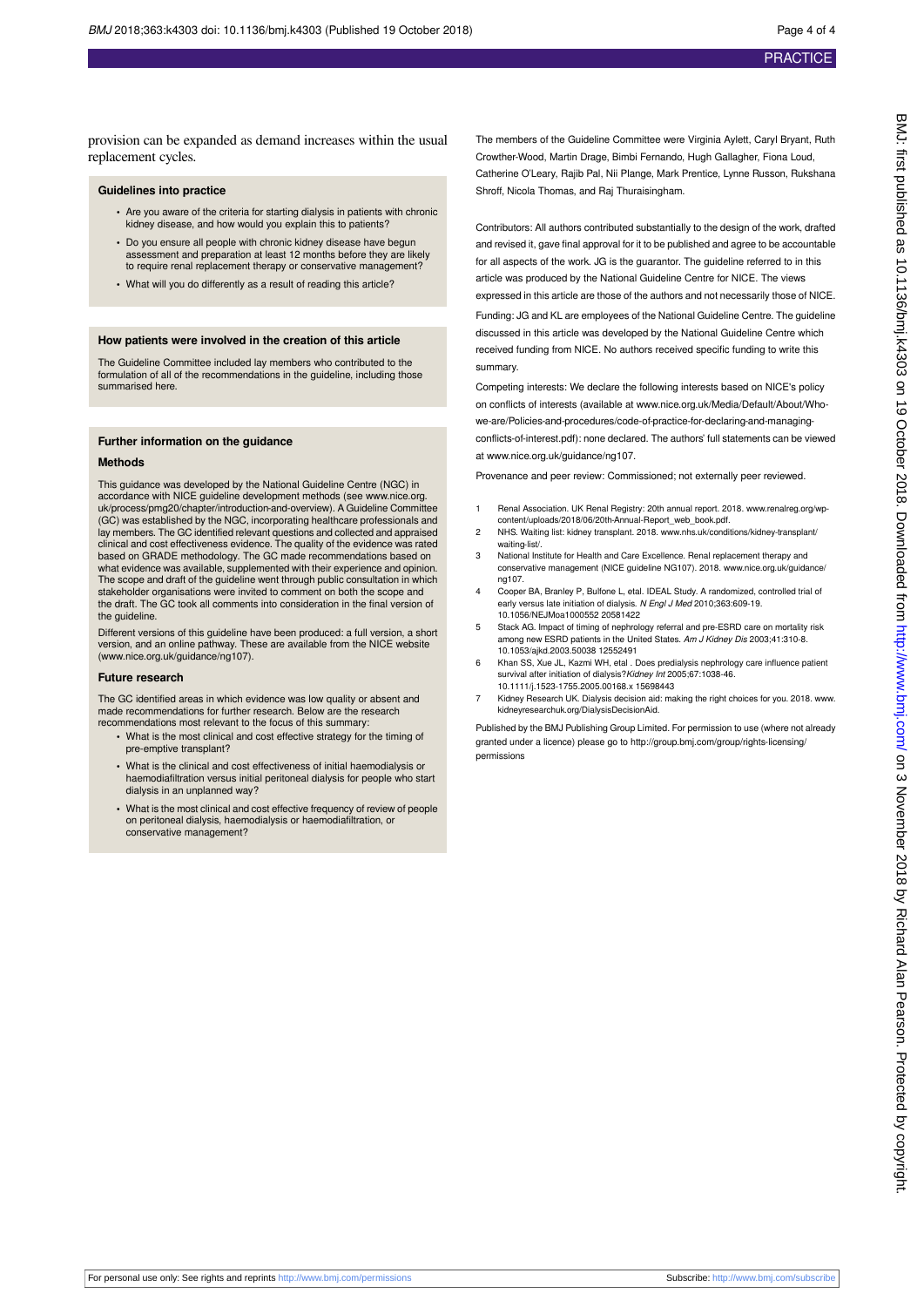provision can be expanded as demand increases within the usual replacement cycles.

### Guidelines into practice

- Are you aware of the criteria for starting dialysis in patients with chronic kidney disease, and how would you explain this to patients?
- Do you ensure all people with chronic kidney disease have begun assessment and preparation at least 12 months before they are likely to require renal replacement therapy or conservative management?
- What will you do differently as a result of reading this article?

### How patients were involved in the creation of this article

The Guideline Committee included lay members who contributed to the formulation of all of the recommendations in the guideline, including those summarised here.

### Further information on the guidance

#### Methods

This guidance was developed by the National Guideline Centre (NGC) in accordance with NICE guideline development methods (see www.nice.org.uk/process/pmg20/chapter/introduction-and-overview). A Guideline Committee (GC) was established by the NGC, incorporating healthcare professionals and lay members. The GC identified relevant questions and collected and appraised clinical and cost effectiveness evidence. The quality of the evidence was rated based on GRADE methodology. The GC made recommendations based on what evidence was available, supplemented with their experience and opinion. The scope and draft of the guideline went through public consultation in which stakeholder organisations were invited to comment on both the scope and the draft. The GC took all comments into consideration in the final version of the guideline.

Different versions of this guideline have been produced: a full version, a short version, and an online pathway. These are available from the NICE website (www.nice.org.uk/guidance/ng107).

#### Future research

The GC identified areas in which evidence was low quality or absent and made recommendations for further research. Below are the research recommendations most relevant to the focus of this summary:

- What is the most clinical and cost effective strategy for the timing of pre-emptive transplant?
- What is the clinical and cost effectiveness of initial haemodialysis or haemodiafiltration versus initial peritoneal dialysis for people who start dialysis in an unplanned way?
- What is the most clinical and cost effective frequency of review of people on peritoneal dialysis, haemodialysis or haemodiafiltration, or conservative management?

The members of the Guideline Committee were Virginia Aylett, Caryl Bryant, Ruth Crowther-Wood, Martin Drage, Bimbi Fernando, Hugh Gallagher, Fiona Loud, Catherine O'Leary, Rajib Pal, Nii Plange, Mark Prentice, Lynne Russon, Rukshana Shroff, Nicola Thomas, and Raj Thuraisingham.

Contributors: All authors contributed substantially to the design of the work, drafted and revised it, gave final approval for it to be published and agree to be accountable for all aspects of the work. JG is the guarantor. The guideline referred to in this article was produced by the National Guideline Centre for NICE. The views expressed in this article are those of the authors and not necessarily those of NICE.

Funding: JG and KL are employees of the National Guideline Centre. The guideline discussed in this article was developed by the National Guideline Centre which received funding from NICE. No authors received specific funding to write this summary.

Competing interests: We declare the following interests based on NICE's policy on conflicts of interests (available at www.nice.org.uk/Media/Default/About/Who-we-are/Policies-and-procedures/code-of-practice-for-declaring-and-managing-conflicts-of-interest.pdf): none declared. The authors' full statements can be viewed at www.nice.org.uk/guidance/ng107.

Provenance and peer review: Commissioned; not externally peer reviewed.

1 Renal Association. UK Renal Registry: 20th annual report. 2018. www.renalreg.org/wp-content/uploads/2018/06/20th-Annual-Report_web_book.pdf.
2 NHS. Waiting list: kidney transplant. 2018. www.nhs.uk/conditions/kidney-transplant/waiting-list/.
3 National Institute for Health and Care Excellence. Renal replacement therapy and conservative management (NICE guideline NG107). 2018. www.nice.org.uk/guidance/ng107.
4 Cooper BA, Branley P, Bulfone L, etal. IDEAL Study. A randomized, controlled trial of early versus late initiation of dialysis. *N Engl J Med* 2010;363:609-19. 10.1056/NEJMoa1000552 20581422
5 Stack AG. Impact of timing of nephrology referral and pre-ESRD care on mortality risk among new ESRD patients in the United States. *Am J Kidney Dis* 2003;41:310-8. 10.1053/ajkd.2003.50038 12552491
6 Khan SS, Xue JL, Kazmi WH, etal . Does predialysis nephrology care influence patient survival after initiation of dialysis?*Kidney Int* 2005;67:1038-46. 10.1111/j.1523-1755.2005.00168.x 15698443
7 Kidney Research UK. Dialysis decision aid: making the right choices for you. 2018. www.kidneyresearchuk.org/DialysisDecisionAid.

Published by the BMJ Publishing Group Limited. For permission to use (where not already granted under a licence) please go to http://group.bmj.com/group/rights-licensing/permissions